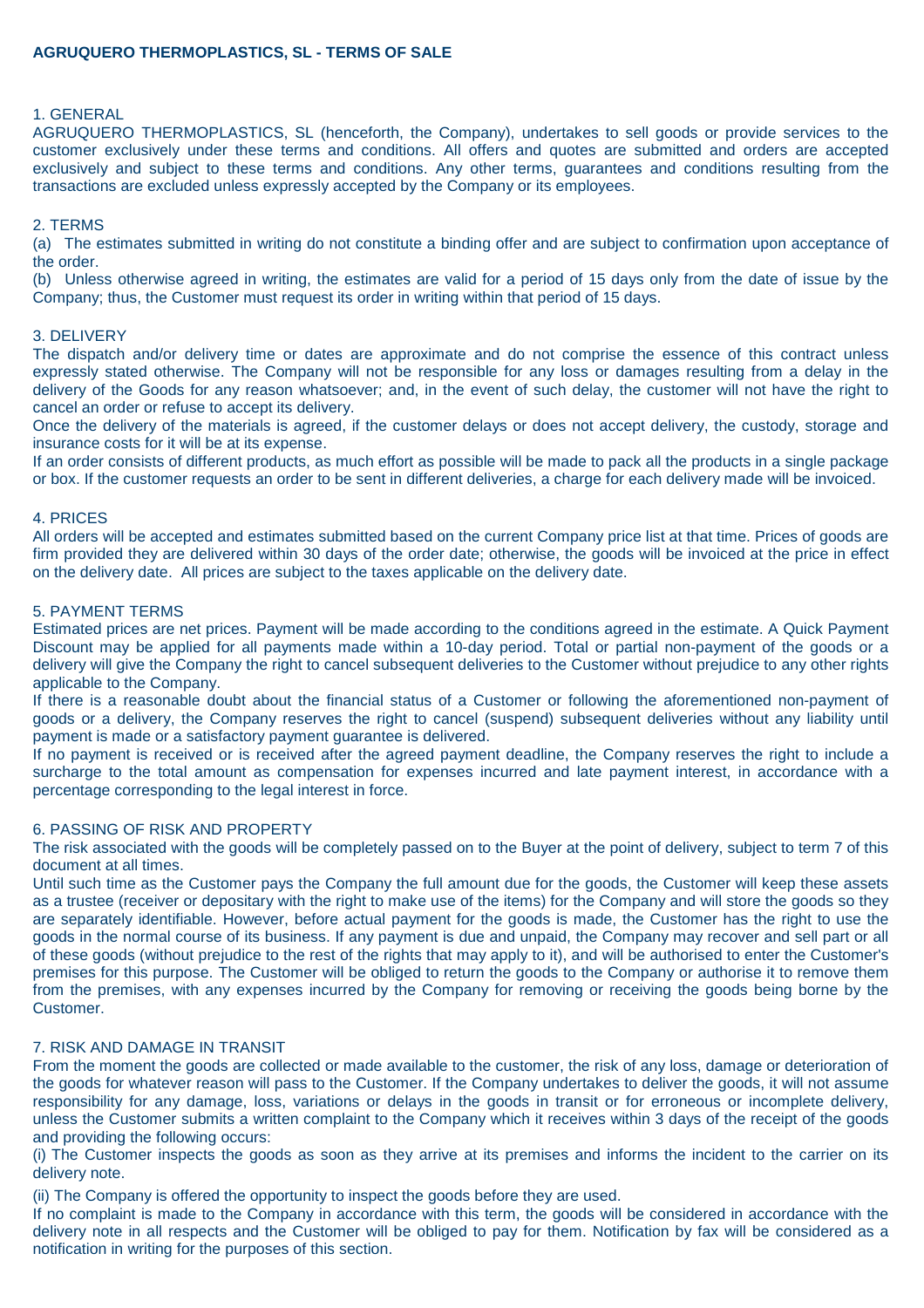# AGRUQUERO THERMOPLASTICS, SL - TERMS OF SALE

## 1. GENERAL

AGRUQUERO THERMOPLASTICS, SL (henceforth, the Company), undertakes to sell goods or provide services to the customer exclusively under these terms and conditions. All offers and quotes are submitted and orders are accepted exclusively and subject to these terms and conditions. Any other terms, guarantees and conditions resulting from the transactions are excluded unless expressly accepted by the Company or its employees.

## 2. TERMS

(a) The estimates submitted in writing do not constitute a binding offer and are subject to confirmation upon acceptance of the order.

(b) Unless otherwise agreed in writing, the estimates are valid for a period of 15 days only from the date of issue by the Company; thus, the Customer must request its order in writing within that period of 15 days.

## 3. DELIVERY

The dispatch and/or delivery time or dates are approximate and do not comprise the essence of this contract unless expressly stated otherwise. The Company will not be responsible for any loss or damages resulting from a delay in the delivery of the Goods for any reason whatsoever; and, in the event of such delay, the customer will not have the right to cancel an order or refuse to accept its delivery.

Once the delivery of the materials is agreed, if the customer delays or does not accept delivery, the custody, storage and insurance costs for it will be at its expense.

If an order consists of different products, as much effort as possible will be made to pack all the products in a single package or box. If the customer requests an order to be sent in different deliveries, a charge for each delivery made will be invoiced.

## 4. PRICES

All orders will be accepted and estimates submitted based on the current Company price list at that time. Prices of goods are firm provided they are delivered within 30 days of the order date; otherwise, the goods will be invoiced at the price in effect on the delivery date. All prices are subject to the taxes applicable on the delivery date.

## 5. PAYMENT TERMS

Estimated prices are net prices. Payment will be made according to the conditions agreed in the estimate. A Quick Payment Discount may be applied for all payments made within a 10-day period. Total or partial non-payment of the goods or a delivery will give the Company the right to cancel subsequent deliveries to the Customer without prejudice to any other rights applicable to the Company.

If there is a reasonable doubt about the financial status of a Customer or following the aforementioned non-payment of goods or a delivery, the Company reserves the right to cancel (suspend) subsequent deliveries without any liability until payment is made or a satisfactory payment guarantee is delivered.

If no payment is received or is received after the agreed payment deadline, the Company reserves the right to include a surcharge to the total amount as compensation for expenses incurred and late payment interest, in accordance with a percentage corresponding to the legal interest in force.

## 6. PASSING OF RISK AND PROPERTY

The risk associated with the goods will be completely passed on to the Buyer at the point of delivery, subject to term 7 of this document at all times.

Until such time as the Customer pays the Company the full amount due for the goods, the Customer will keep these assets as a trustee (receiver or depositary with the right to make use of the items) for the Company and will store the goods so they are separately identifiable. However, before actual payment for the goods is made, the Customer has the right to use the goods in the normal course of its business. If any payment is due and unpaid, the Company may recover and sell part or all of these goods (without prejudice to the rest of the rights that may apply to it), and will be authorised to enter the Customer's premises for this purpose. The Customer will be obliged to return the goods to the Company or authorise it to remove them from the premises, with any expenses incurred by the Company for removing or receiving the goods being borne by the Customer.

## 7. RISK AND DAMAGE IN TRANSIT

From the moment the goods are collected or made available to the customer, the risk of any loss, damage or deterioration of the goods for whatever reason will pass to the Customer. If the Company undertakes to deliver the goods, it will not assume responsibility for any damage, loss, variations or delays in the goods in transit or for erroneous or incomplete delivery, unless the Customer submits a written complaint to the Company which it receives within 3 days of the receipt of the goods and providing the following occurs:

(i) The Customer inspects the goods as soon as they arrive at its premises and informs the incident to the carrier on its delivery note.

(ii) The Company is offered the opportunity to inspect the goods before they are used.

If no complaint is made to the Company in accordance with this term, the goods will be considered in accordance with the delivery note in all respects and the Customer will be obliged to pay for them. Notification by fax will be considered as a notification in writing for the purposes of this section.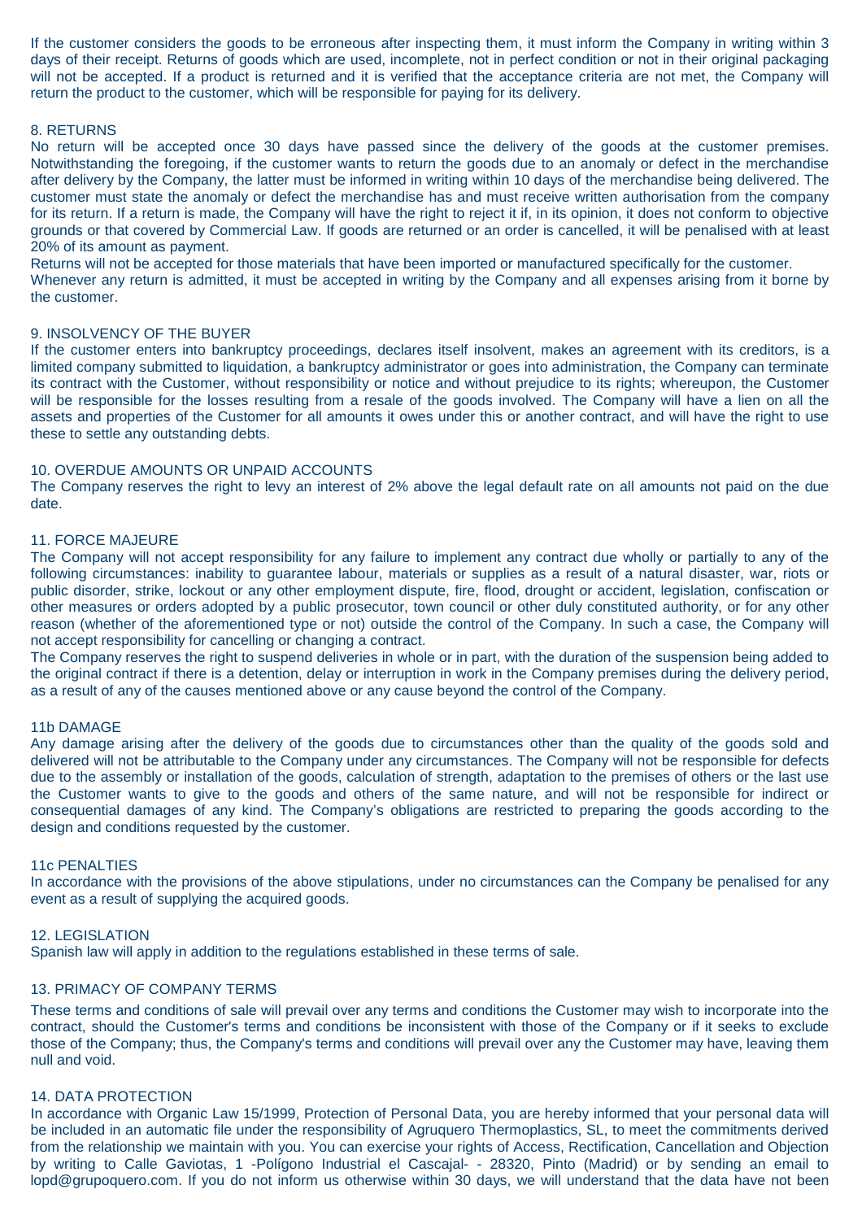If the customer considers the goods to be erroneous after inspecting them, it must inform the Company in writing within 3 days of their receipt. Returns of goods which are used, incomplete, not in perfect condition or not in their original packaging will not be accepted. If a product is returned and it is verified that the acceptance criteria are not met, the Company will return the product to the customer, which will be responsible for paying for its delivery.

## 8. RETURNS

No return will be accepted once 30 days have passed since the delivery of the goods at the customer premises. Notwithstanding the foregoing, if the customer wants to return the goods due to an anomaly or defect in the merchandise after delivery by the Company, the latter must be informed in writing within 10 days of the merchandise being delivered. The customer must state the anomaly or defect the merchandise has and must receive written authorisation from the company for its return. If a return is made, the Company will have the right to reject it if, in its opinion, it does not conform to objective grounds or that covered by Commercial Law. If goods are returned or an order is cancelled, it will be penalised with at least 20% of its amount as payment.

Returns will not be accepted for those materials that have been imported or manufactured specifically for the customer.

Whenever any return is admitted, it must be accepted in writing by the Company and all expenses arising from it borne by the customer.

## 9. INSOLVENCY OF THE BUYER

If the customer enters into bankruptcy proceedings, declares itself insolvent, makes an agreement with its creditors, is a limited company submitted to liquidation, a bankruptcy administrator or goes into administration, the Company can terminate its contract with the Customer, without responsibility or notice and without prejudice to its rights; whereupon, the Customer will be responsible for the losses resulting from a resale of the goods involved. The Company will have a lien on all the assets and properties of the Customer for all amounts it owes under this or another contract, and will have the right to use these to settle any outstanding debts.

## 10. OVERDUE AMOUNTS OR UNPAID ACCOUNTS

The Company reserves the right to levy an interest of 2% above the legal default rate on all amounts not paid on the due date.

## 11. FORCE MAJEURE

The Company will not accept responsibility for any failure to implement any contract due wholly or partially to any of the following circumstances: inability to guarantee labour, materials or supplies as a result of a natural disaster, war, riots or public disorder, strike, lockout or any other employment dispute, fire, flood, drought or accident, legislation, confiscation or other measures or orders adopted by a public prosecutor, town council or other duly constituted authority, or for any other reason (whether of the aforementioned type or not) outside the control of the Company. In such a case, the Company will not accept responsibility for cancelling or changing a contract.

The Company reserves the right to suspend deliveries in whole or in part, with the duration of the suspension being added to the original contract if there is a detention, delay or interruption in work in the Company premises during the delivery period, as a result of any of the causes mentioned above or any cause beyond the control of the Company.

## 11b DAMAGE

Any damage arising after the delivery of the goods due to circumstances other than the quality of the goods sold and delivered will not be attributable to the Company under any circumstances. The Company will not be responsible for defects due to the assembly or installation of the goods, calculation of strength, adaptation to the premises of others or the last use the Customer wants to give to the goods and others of the same nature, and will not be responsible for indirect or consequential damages of any kind. The Company's obligations are restricted to preparing the goods according to the design and conditions requested by the customer.

## 11c PENALTIES

In accordance with the provisions of the above stipulations, under no circumstances can the Company be penalised for any event as a result of supplying the acquired goods.

## 12. LEGISLATION

Spanish law will apply in addition to the regulations established in these terms of sale.

## 13. PRIMACY OF COMPANY TERMS

These terms and conditions of sale will prevail over any terms and conditions the Customer may wish to incorporate into the contract, should the Customer's terms and conditions be inconsistent with those of the Company or if it seeks to exclude those of the Company; thus, the Company's terms and conditions will prevail over any the Customer may have, leaving them null and void.

## 14. DATA PROTECTION

In accordance with Organic Law 15/1999, Protection of Personal Data, you are hereby informed that your personal data will be included in an automatic file under the responsibility of Agruquero Thermoplastics, SL, to meet the commitments derived from the relationship we maintain with you. You can exercise your rights of Access, Rectification, Cancellation and Objection by writing to Calle Gaviotas, 1 -Polígono Industrial el Cascajal- - 28320, Pinto (Madrid) or by sending an email to lopd@grupoquero.com. If you do not inform us otherwise within 30 days, we will understand that the data have not been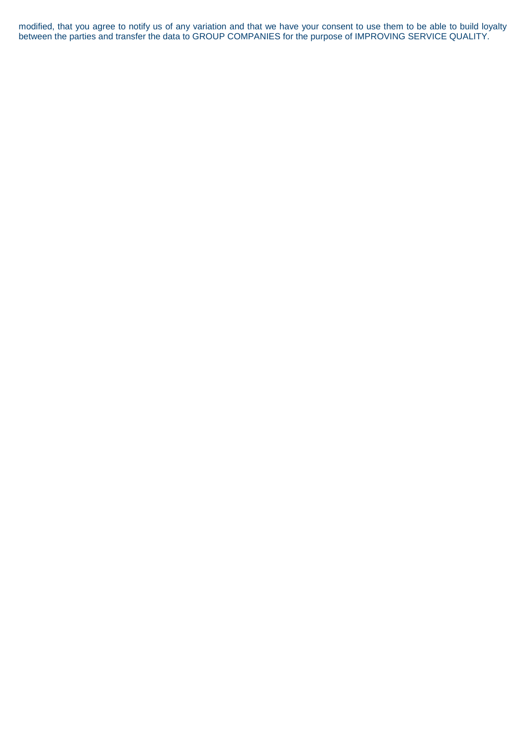modified, that you agree to notify us of any variation and that we have your consent to use them to be able to build loyalty between the parties and transfer the data to GROUP COMPANIES for the purpose of IMPROVING SERVICE QUALITY.